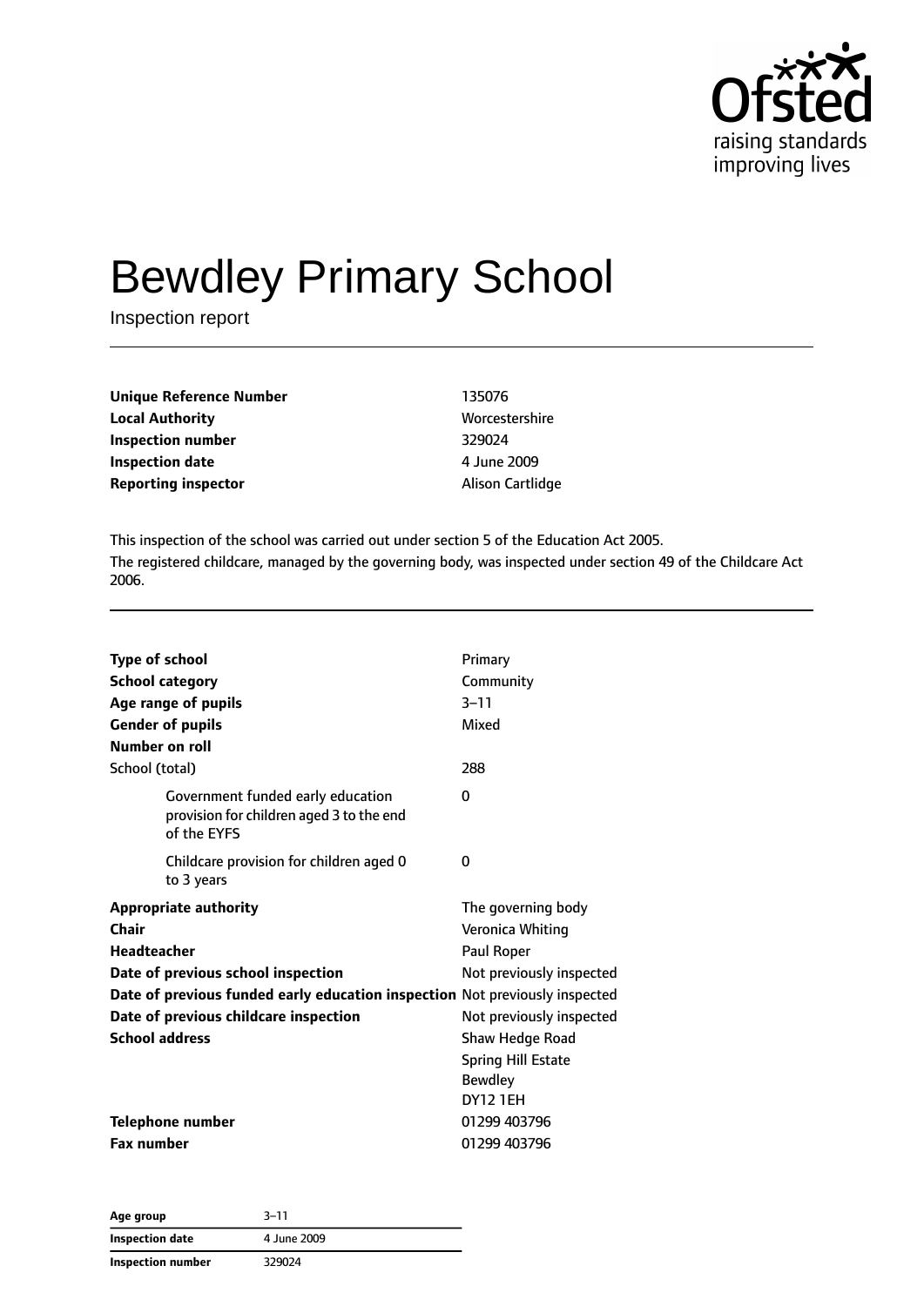# Bewdley Primary School

Inspection report

| | |
|---|---|
| **Unique Reference Number** | 135076 |
| **Local Authority** | Worcestershire |
| **Inspection number** | 329024 |
| **Inspection date** | 4 June 2009 |
| **Reporting inspector** | Alison Cartlidge |

This inspection of the school was carried out under section 5 of the Education Act 2005.

The registered childcare, managed by the governing body, was inspected under section 49 of the Childcare Act 2006.

| | |
|---|---|
| **Type of school** | Primary |
| **School category** | Community |
| **Age range of pupils** | 3–11 |
| **Gender of pupils** | Mixed |
| **Number on roll** | |
| School (total) | 288 |
| Government funded early education provision for children aged 3 to the end of the EYFS | 0 |
| Childcare provision for children aged 0 to 3 years | 0 |
| **Appropriate authority** | The governing body |
| **Chair** | Veronica Whiting |
| **Headteacher** | Paul Roper |
| **Date of previous school inspection** | Not previously inspected |
| **Date of previous funded early education inspection** | Not previously inspected |
| **Date of previous childcare inspection** | Not previously inspected |
| **School address** | Shaw Hedge Road<br>Spring Hill Estate<br>Bewdley<br>DY12 1EH |
| **Telephone number** | 01299 403796 |
| **Fax number** | 01299 403796 |

| | |
|---|---|
| **Age group** | 3–11 |
| **Inspection date** | 4 June 2009 |
| **Inspection number** | 329024 |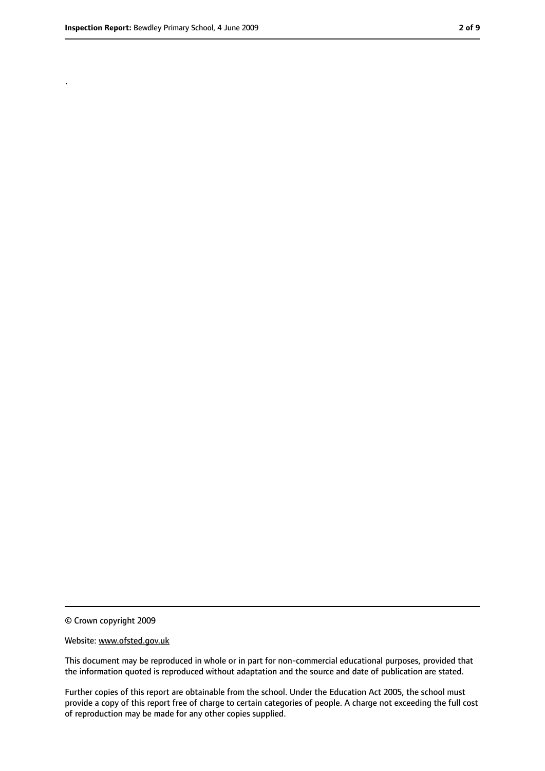.

© Crown copyright 2009

Website: www.ofsted.gov.uk

This document may be reproduced in whole or in part for non-commercial educational purposes, provided that the information quoted is reproduced without adaptation and the source and date of publication are stated.

Further copies of this report are obtainable from the school. Under the Education Act 2005, the school must provide a copy of this report free of charge to certain categories of people. A charge not exceeding the full cost of reproduction may be made for any other copies supplied.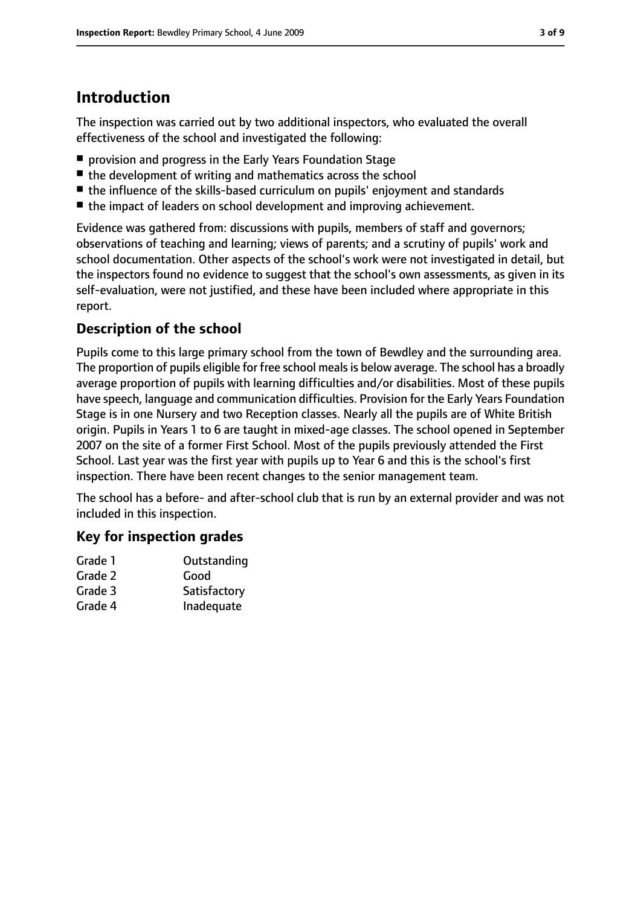# Introduction

The inspection was carried out by two additional inspectors, who evaluated the overall effectiveness of the school and investigated the following:

- provision and progress in the Early Years Foundation Stage
- the development of writing and mathematics across the school
- the influence of the skills-based curriculum on pupils' enjoyment and standards
- the impact of leaders on school development and improving achievement.

Evidence was gathered from: discussions with pupils, members of staff and governors; observations of teaching and learning; views of parents; and a scrutiny of pupils' work and school documentation. Other aspects of the school's work were not investigated in detail, but the inspectors found no evidence to suggest that the school's own assessments, as given in its self-evaluation, were not justified, and these have been included where appropriate in this report.

## Description of the school

Pupils come to this large primary school from the town of Bewdley and the surrounding area. The proportion of pupils eligible for free school meals is below average. The school has a broadly average proportion of pupils with learning difficulties and/or disabilities. Most of these pupils have speech, language and communication difficulties. Provision for the Early Years Foundation Stage is in one Nursery and two Reception classes. Nearly all the pupils are of White British origin. Pupils in Years 1 to 6 are taught in mixed-age classes. The school opened in September 2007 on the site of a former First School. Most of the pupils previously attended the First School. Last year was the first year with pupils up to Year 6 and this is the school's first inspection. There have been recent changes to the senior management team.

The school has a before- and after-school club that is run by an external provider and was not included in this inspection.

## Key for inspection grades

| | |
|---|---|
| Grade 1 | Outstanding |
| Grade 2 | Good |
| Grade 3 | Satisfactory |
| Grade 4 | Inadequate |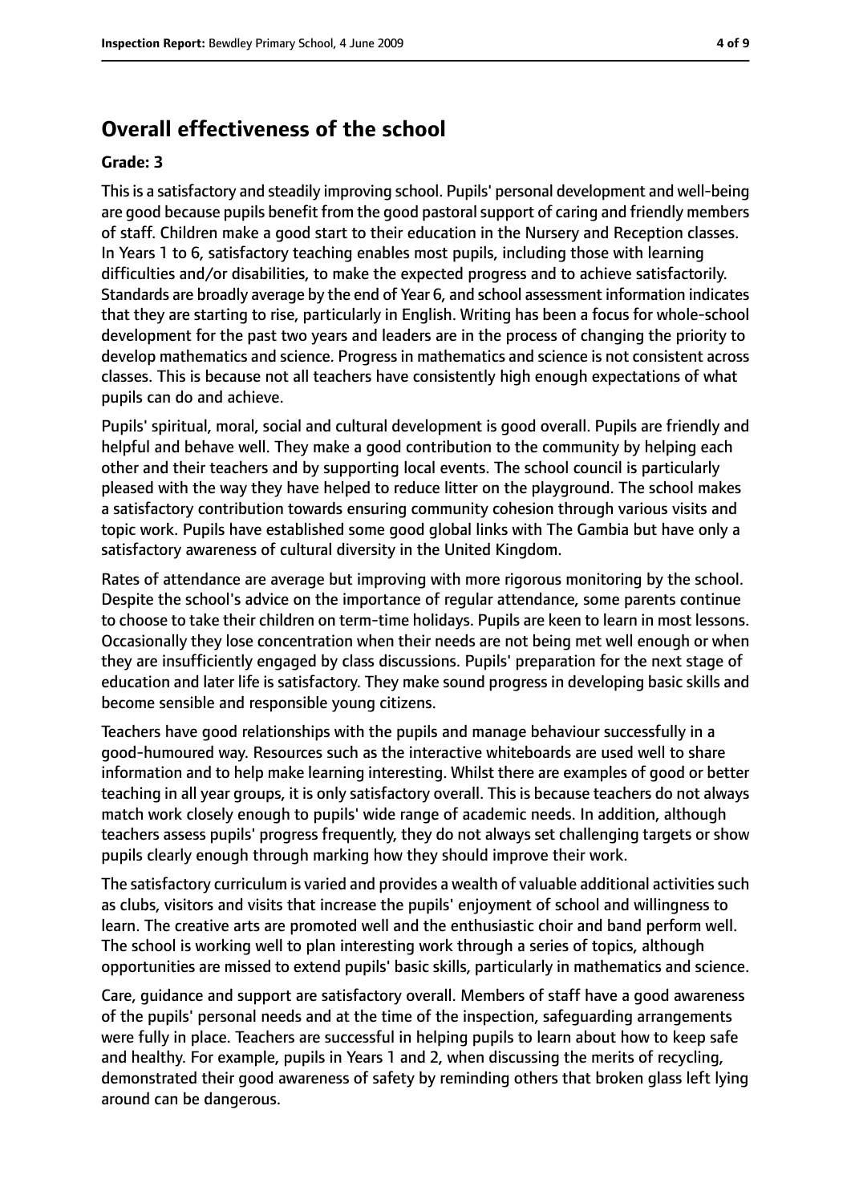## Overall effectiveness of the school

### Grade: 3

This is a satisfactory and steadily improving school. Pupils' personal development and well-being are good because pupils benefit from the good pastoral support of caring and friendly members of staff. Children make a good start to their education in the Nursery and Reception classes. In Years 1 to 6, satisfactory teaching enables most pupils, including those with learning difficulties and/or disabilities, to make the expected progress and to achieve satisfactorily. Standards are broadly average by the end of Year 6, and school assessment information indicates that they are starting to rise, particularly in English. Writing has been a focus for whole-school development for the past two years and leaders are in the process of changing the priority to develop mathematics and science. Progress in mathematics and science is not consistent across classes. This is because not all teachers have consistently high enough expectations of what pupils can do and achieve.

Pupils' spiritual, moral, social and cultural development is good overall. Pupils are friendly and helpful and behave well. They make a good contribution to the community by helping each other and their teachers and by supporting local events. The school council is particularly pleased with the way they have helped to reduce litter on the playground. The school makes a satisfactory contribution towards ensuring community cohesion through various visits and topic work. Pupils have established some good global links with The Gambia but have only a satisfactory awareness of cultural diversity in the United Kingdom.

Rates of attendance are average but improving with more rigorous monitoring by the school. Despite the school's advice on the importance of regular attendance, some parents continue to choose to take their children on term-time holidays. Pupils are keen to learn in most lessons. Occasionally they lose concentration when their needs are not being met well enough or when they are insufficiently engaged by class discussions. Pupils' preparation for the next stage of education and later life is satisfactory. They make sound progress in developing basic skills and become sensible and responsible young citizens.

Teachers have good relationships with the pupils and manage behaviour successfully in a good-humoured way. Resources such as the interactive whiteboards are used well to share information and to help make learning interesting. Whilst there are examples of good or better teaching in all year groups, it is only satisfactory overall. This is because teachers do not always match work closely enough to pupils' wide range of academic needs. In addition, although teachers assess pupils' progress frequently, they do not always set challenging targets or show pupils clearly enough through marking how they should improve their work.

The satisfactory curriculum is varied and provides a wealth of valuable additional activities such as clubs, visitors and visits that increase the pupils' enjoyment of school and willingness to learn. The creative arts are promoted well and the enthusiastic choir and band perform well. The school is working well to plan interesting work through a series of topics, although opportunities are missed to extend pupils' basic skills, particularly in mathematics and science.

Care, guidance and support are satisfactory overall. Members of staff have a good awareness of the pupils' personal needs and at the time of the inspection, safeguarding arrangements were fully in place. Teachers are successful in helping pupils to learn about how to keep safe and healthy. For example, pupils in Years 1 and 2, when discussing the merits of recycling, demonstrated their good awareness of safety by reminding others that broken glass left lying around can be dangerous.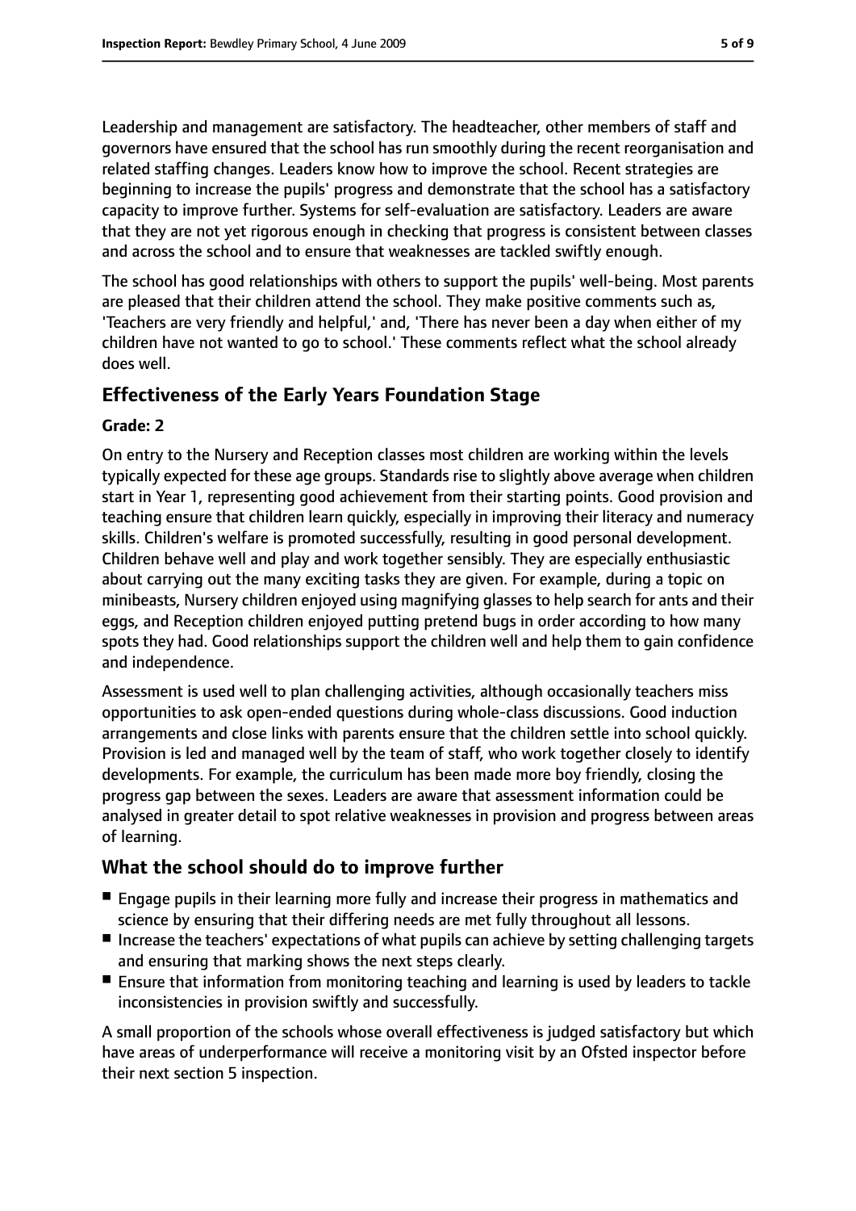Leadership and management are satisfactory. The headteacher, other members of staff and governors have ensured that the school has run smoothly during the recent reorganisation and related staffing changes. Leaders know how to improve the school. Recent strategies are beginning to increase the pupils' progress and demonstrate that the school has a satisfactory capacity to improve further. Systems for self-evaluation are satisfactory. Leaders are aware that they are not yet rigorous enough in checking that progress is consistent between classes and across the school and to ensure that weaknesses are tackled swiftly enough.

The school has good relationships with others to support the pupils' well-being. Most parents are pleased that their children attend the school. They make positive comments such as, 'Teachers are very friendly and helpful,' and, 'There has never been a day when either of my children have not wanted to go to school.' These comments reflect what the school already does well.

## Effectiveness of the Early Years Foundation Stage

**Grade: 2**

On entry to the Nursery and Reception classes most children are working within the levels typically expected for these age groups. Standards rise to slightly above average when children start in Year 1, representing good achievement from their starting points. Good provision and teaching ensure that children learn quickly, especially in improving their literacy and numeracy skills. Children's welfare is promoted successfully, resulting in good personal development. Children behave well and play and work together sensibly. They are especially enthusiastic about carrying out the many exciting tasks they are given. For example, during a topic on minibeasts, Nursery children enjoyed using magnifying glasses to help search for ants and their eggs, and Reception children enjoyed putting pretend bugs in order according to how many spots they had. Good relationships support the children well and help them to gain confidence and independence.

Assessment is used well to plan challenging activities, although occasionally teachers miss opportunities to ask open-ended questions during whole-class discussions. Good induction arrangements and close links with parents ensure that the children settle into school quickly. Provision is led and managed well by the team of staff, who work together closely to identify developments. For example, the curriculum has been made more boy friendly, closing the progress gap between the sexes. Leaders are aware that assessment information could be analysed in greater detail to spot relative weaknesses in provision and progress between areas of learning.

## What the school should do to improve further

- Engage pupils in their learning more fully and increase their progress in mathematics and science by ensuring that their differing needs are met fully throughout all lessons.
- Increase the teachers' expectations of what pupils can achieve by setting challenging targets and ensuring that marking shows the next steps clearly.
- Ensure that information from monitoring teaching and learning is used by leaders to tackle inconsistencies in provision swiftly and successfully.

A small proportion of the schools whose overall effectiveness is judged satisfactory but which have areas of underperformance will receive a monitoring visit by an Ofsted inspector before their next section 5 inspection.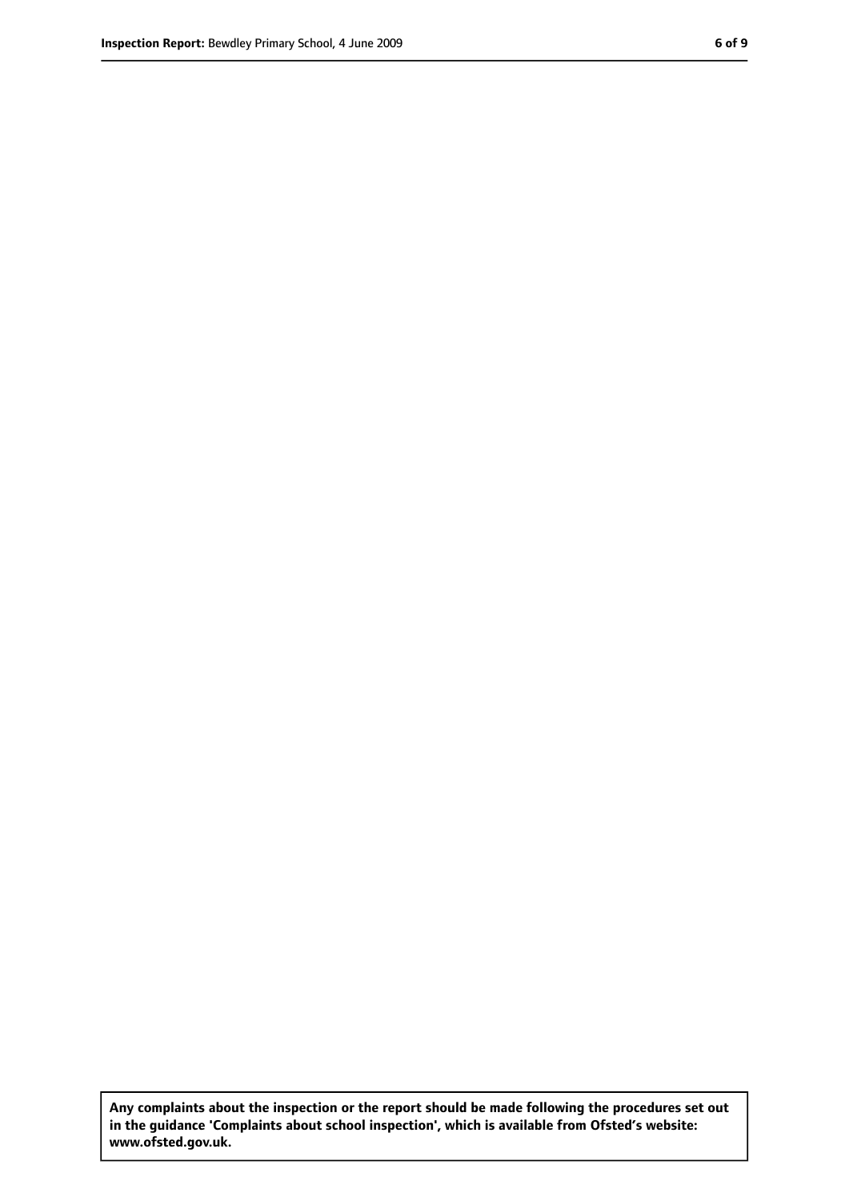**Any complaints about the inspection or the report should be made following the procedures set out in the guidance 'Complaints about school inspection', which is available from Ofsted's website: www.ofsted.gov.uk.**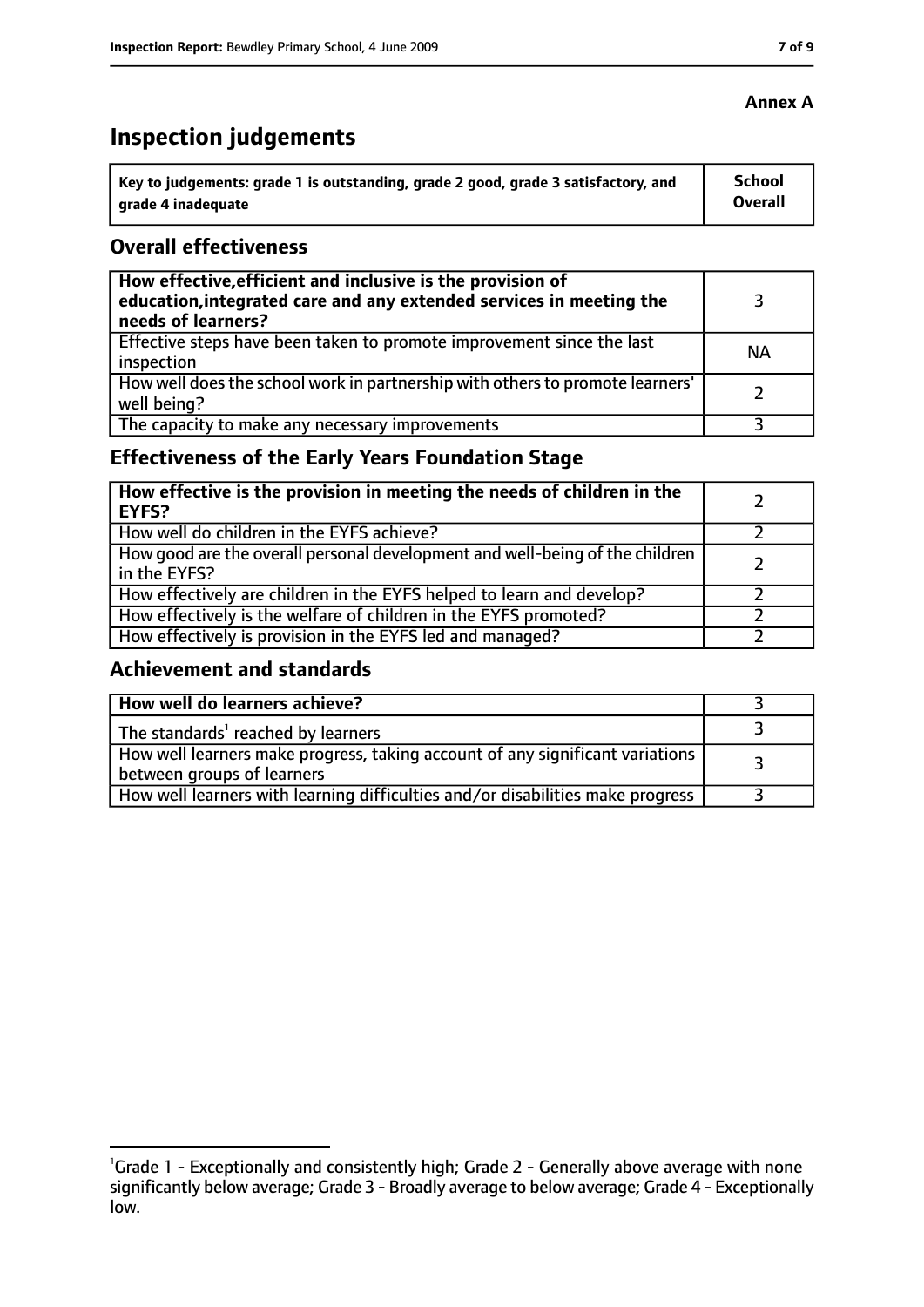**Annex A**

# Inspection judgements

| Key to judgements: grade 1 is outstanding, grade 2 good, grade 3 satisfactory, and grade 4 inadequate | School Overall |
|---|---|

## Overall effectiveness

| | |
|---|---|
| **How effective, efficient and inclusive is the provision of education, integrated care and any extended services in meeting the needs of learners?** | 3 |
| Effective steps have been taken to promote improvement since the last inspection | NA |
| How well does the school work in partnership with others to promote learners' well being? | 2 |
| The capacity to make any necessary improvements | 3 |

## Effectiveness of the Early Years Foundation Stage

| | |
|---|---|
| **How effective is the provision in meeting the needs of children in the EYFS?** | 2 |
| How well do children in the EYFS achieve? | 2 |
| How good are the overall personal development and well-being of the children in the EYFS? | 2 |
| How effectively are children in the EYFS helped to learn and develop? | 2 |
| How effectively is the welfare of children in the EYFS promoted? | 2 |
| How effectively is provision in the EYFS led and managed? | 2 |

## Achievement and standards

| | |
|---|---|
| **How well do learners achieve?** | 3 |
| The standards[1] reached by learners | 3 |
| How well learners make progress, taking account of any significant variations between groups of learners | 3 |
| How well learners with learning difficulties and/or disabilities make progress | 3 |

[1]Grade 1 - Exceptionally and consistently high; Grade 2 - Generally above average with none significantly below average; Grade 3 - Broadly average to below average; Grade 4 - Exceptionally low.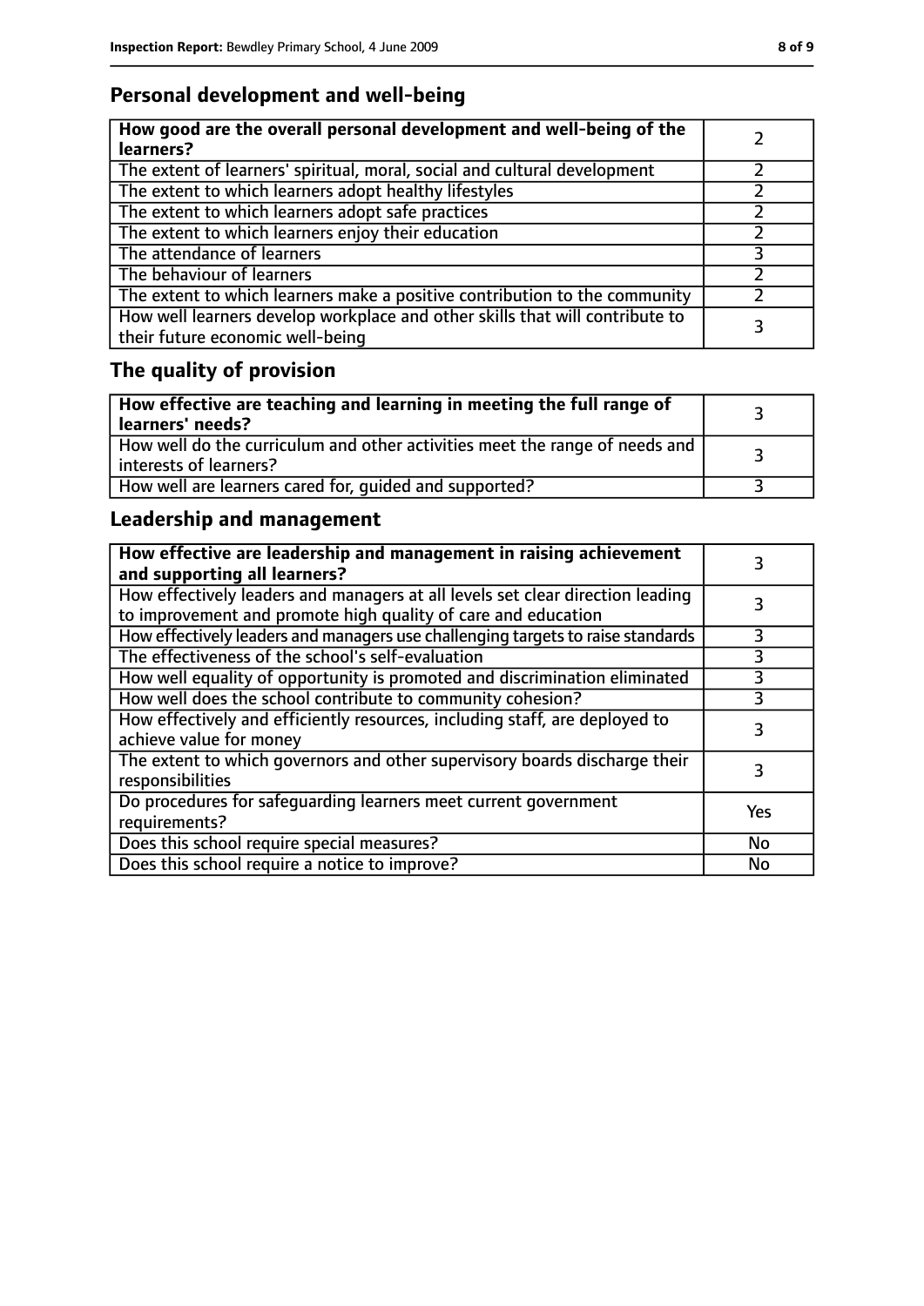## Personal development and well-being

| **How good are the overall personal development and well-being of the learners?** | 2 |
|---|---|
| The extent of learners' spiritual, moral, social and cultural development | 2 |
| The extent to which learners adopt healthy lifestyles | 2 |
| The extent to which learners adopt safe practices | 2 |
| The extent to which learners enjoy their education | 2 |
| The attendance of learners | 3 |
| The behaviour of learners | 2 |
| The extent to which learners make a positive contribution to the community | 2 |
| How well learners develop workplace and other skills that will contribute to their future economic well-being | 3 |

## The quality of provision

| **How effective are teaching and learning in meeting the full range of learners' needs?** | 3 |
|---|---|
| How well do the curriculum and other activities meet the range of needs and interests of learners? | 3 |
| How well are learners cared for, guided and supported? | 3 |

## Leadership and management

| **How effective are leadership and management in raising achievement and supporting all learners?** | 3 |
|---|---|
| How effectively leaders and managers at all levels set clear direction leading to improvement and promote high quality of care and education | 3 |
| How effectively leaders and managers use challenging targets to raise standards | 3 |
| The effectiveness of the school's self-evaluation | 3 |
| How well equality of opportunity is promoted and discrimination eliminated | 3 |
| How well does the school contribute to community cohesion? | 3 |
| How effectively and efficiently resources, including staff, are deployed to achieve value for money | 3 |
| The extent to which governors and other supervisory boards discharge their responsibilities | 3 |
| Do procedures for safeguarding learners meet current government requirements? | Yes |
| Does this school require special measures? | No |
| Does this school require a notice to improve? | No |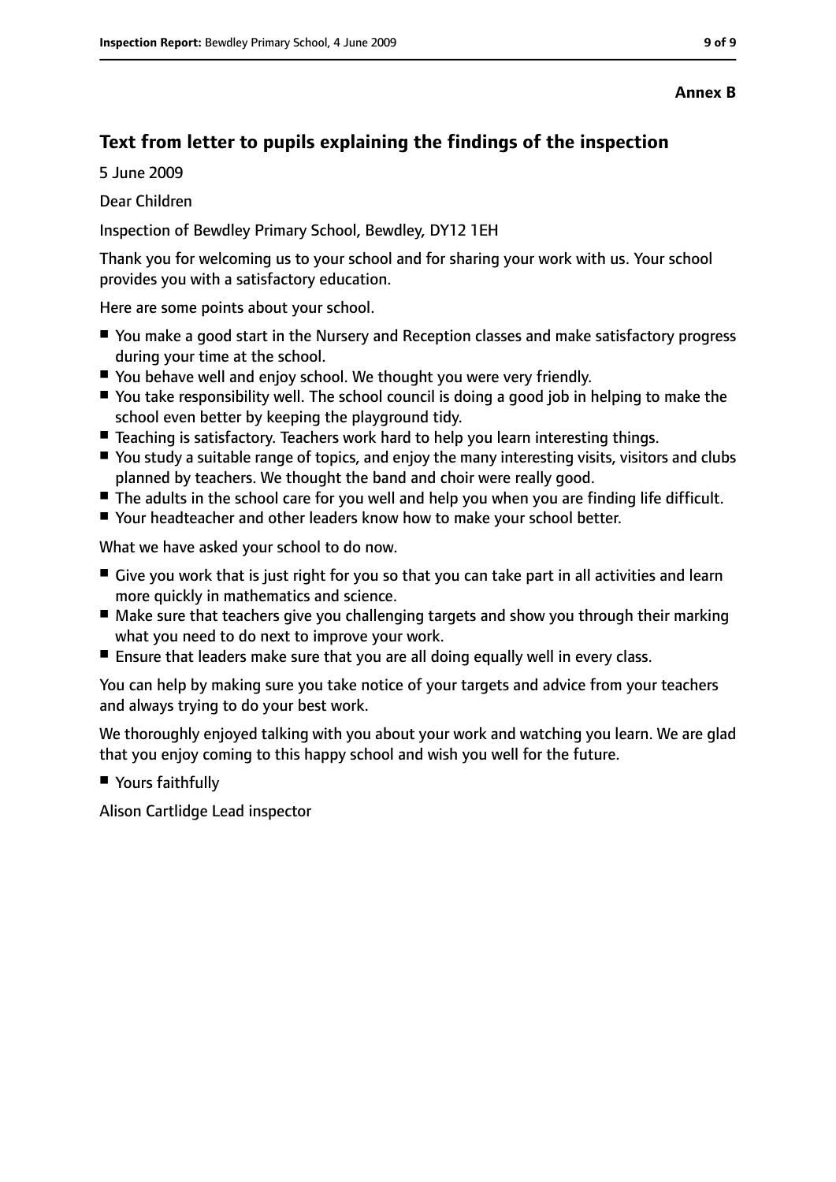**Annex B**

## Text from letter to pupils explaining the findings of the inspection

5 June 2009

Dear Children

Inspection of Bewdley Primary School, Bewdley, DY12 1EH

Thank you for welcoming us to your school and for sharing your work with us. Your school provides you with a satisfactory education.

Here are some points about your school.

- You make a good start in the Nursery and Reception classes and make satisfactory progress during your time at the school.
- You behave well and enjoy school. We thought you were very friendly.
- You take responsibility well. The school council is doing a good job in helping to make the school even better by keeping the playground tidy.
- Teaching is satisfactory. Teachers work hard to help you learn interesting things.
- You study a suitable range of topics, and enjoy the many interesting visits, visitors and clubs planned by teachers. We thought the band and choir were really good.
- The adults in the school care for you well and help you when you are finding life difficult.
- Your headteacher and other leaders know how to make your school better.

What we have asked your school to do now.

- Give you work that is just right for you so that you can take part in all activities and learn more quickly in mathematics and science.
- Make sure that teachers give you challenging targets and show you through their marking what you need to do next to improve your work.
- Ensure that leaders make sure that you are all doing equally well in every class.

You can help by making sure you take notice of your targets and advice from your teachers and always trying to do your best work.

We thoroughly enjoyed talking with you about your work and watching you learn. We are glad that you enjoy coming to this happy school and wish you well for the future.

- Yours faithfully

Alison Cartlidge Lead inspector